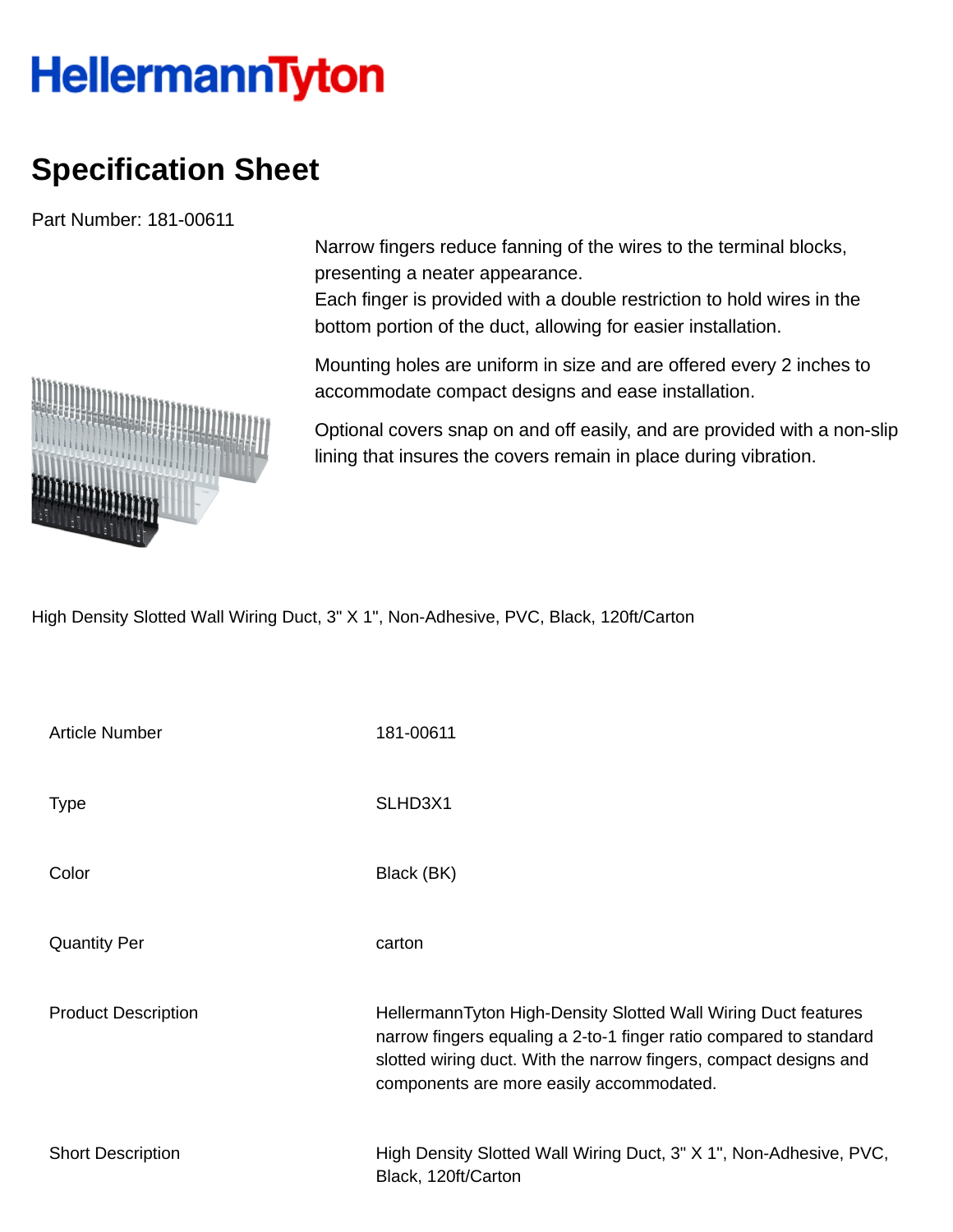# HellermannTyton

## Specification Sheet

Part Number: 181-00611

Narrow fingers reduce fanning of the wires to the terminal blocks, presenting a neater appearance.
Each finger is provided with a double restriction to hold wires in the bottom portion of the duct, allowing for easier installation.

Mounting holes are uniform in size and are offered every 2 inches to accommodate compact designs and ease installation.

Optional covers snap on and off easily, and are provided with a non-slip lining that insures the covers remain in place during vibration.

High Density Slotted Wall Wiring Duct, 3" X 1", Non-Adhesive, PVC, Black, 120ft/Carton

| | |
|---|---|
| Article Number | 181-00611 |
| Type | SLHD3X1 |
| Color | Black (BK) |
| Quantity Per | carton |
| Product Description | HellermannTyton High-Density Slotted Wall Wiring Duct features narrow fingers equaling a 2-to-1 finger ratio compared to standard slotted wiring duct. With the narrow fingers, compact designs and components are more easily accommodated. |
| Short Description | High Density Slotted Wall Wiring Duct, 3" X 1", Non-Adhesive, PVC, Black, 120ft/Carton |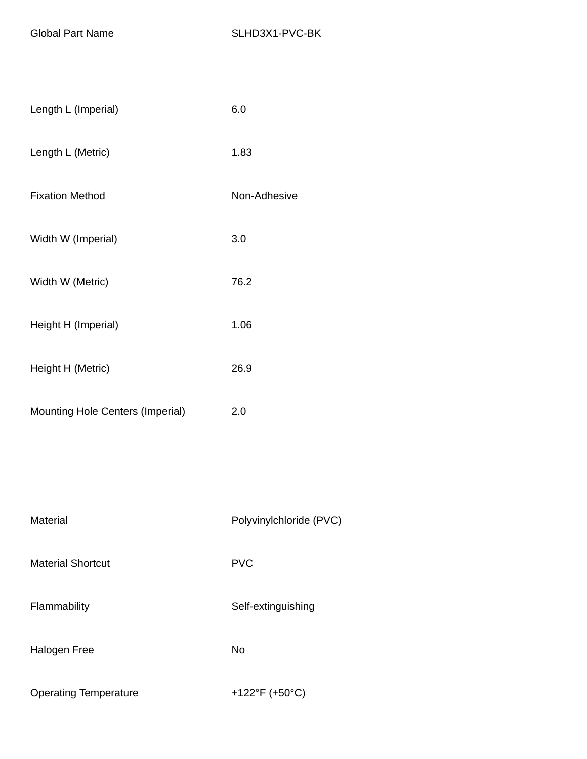| | |
|---|---|
| Global Part Name | SLHD3X1-PVC-BK |
| Length L (Imperial) | 6.0 |
| Length L (Metric) | 1.83 |
| Fixation Method | Non-Adhesive |
| Width W (Imperial) | 3.0 |
| Width W (Metric) | 76.2 |
| Height H (Imperial) | 1.06 |
| Height H (Metric) | 26.9 |
| Mounting Hole Centers (Imperial) | 2.0 |
| Material | Polyvinylchloride (PVC) |
| Material Shortcut | PVC |
| Flammability | Self-extinguishing |
| Halogen Free | No |
| Operating Temperature | +122°F (+50°C) |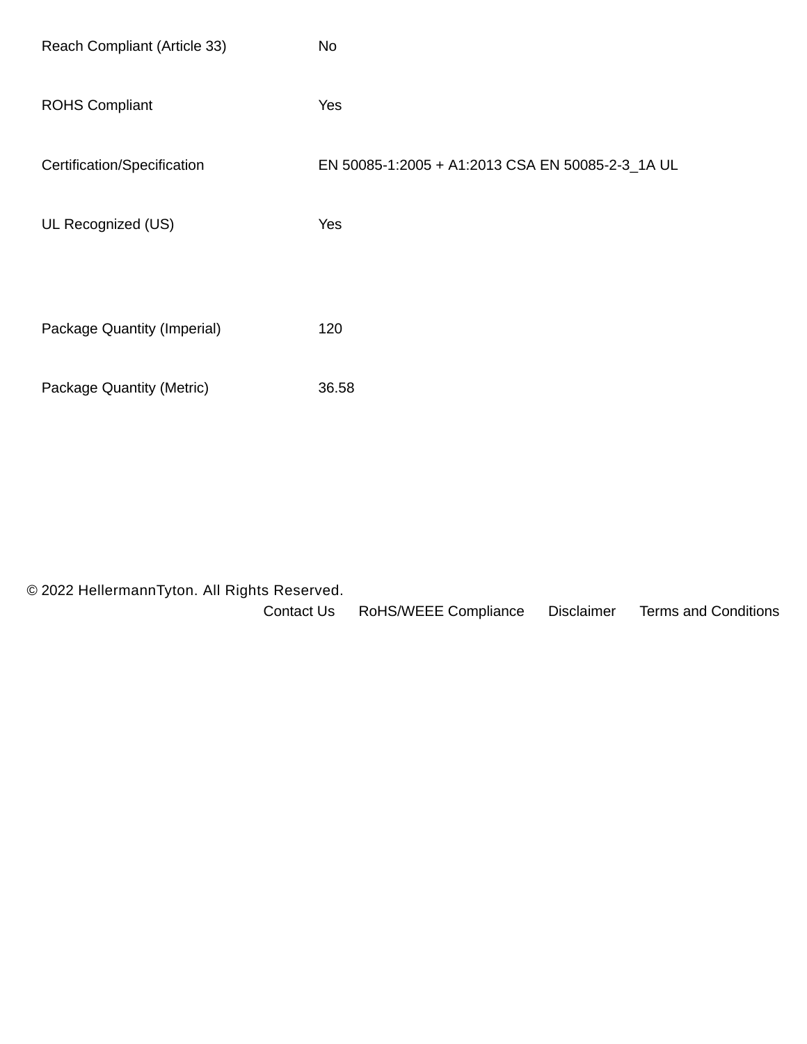| | |
|---|---|
| Reach Compliant (Article 33) | No |
| ROHS Compliant | Yes |
| Certification/Specification | EN 50085-1:2005 + A1:2013 CSA EN 50085-2-3_1A UL |
| UL Recognized (US) | Yes |

| | |
|---|---|
| Package Quantity (Imperial) | 120 |
| Package Quantity (Metric) | 36.58 |

© 2022 HellermannTyton. All Rights Reserved.

Contact Us   RoHS/WEEE Compliance   Disclaimer   Terms and Conditions